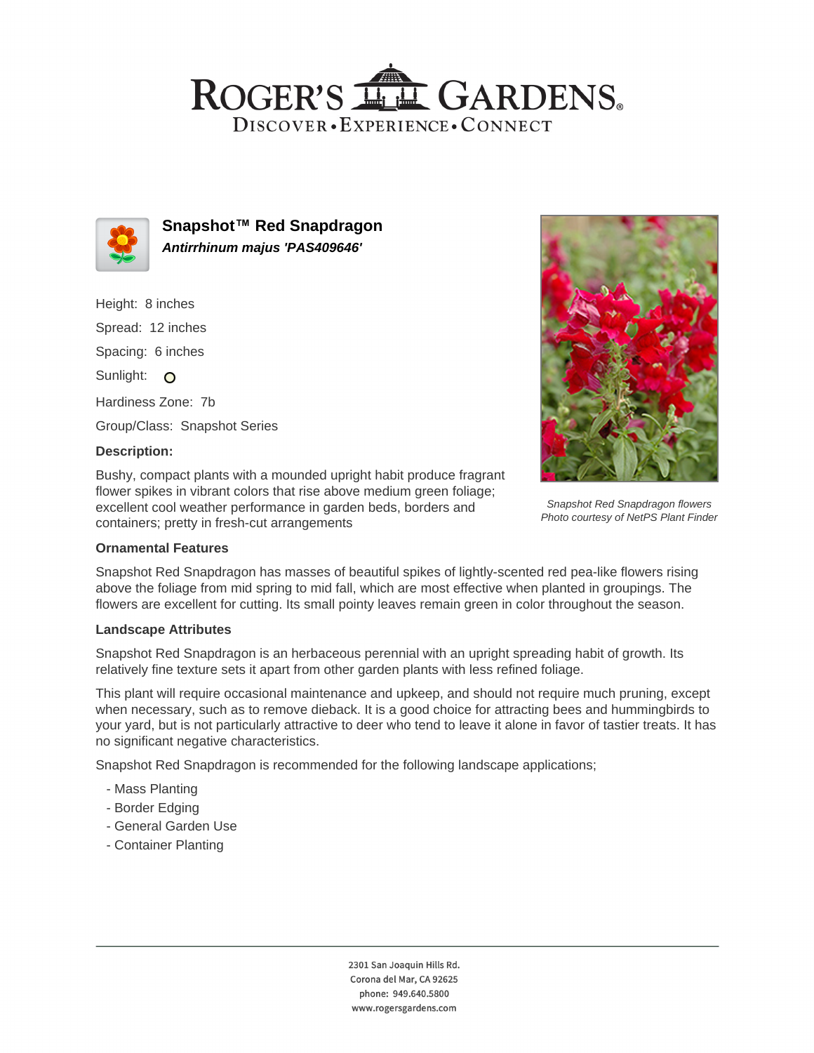# ROGER'S GARDENS

DISCOVER • EXPERIENCE • CONNECT

## Snapshot™ Red Snapdragon

***Antirrhinum majus 'PAS409646'***

Height: 8 inches

Spread: 12 inches

Spacing: 6 inches

Sunlight:

Hardiness Zone: 7b

Group/Class: Snapshot Series

**Description:**

Bushy, compact plants with a mounded upright habit produce fragrant flower spikes in vibrant colors that rise above medium green foliage; excellent cool weather performance in garden beds, borders and containers; pretty in fresh-cut arrangements

*Snapshot Red Snapdragon flowers*
*Photo courtesy of NetPS Plant Finder*

**Ornamental Features**

Snapshot Red Snapdragon has masses of beautiful spikes of lightly-scented red pea-like flowers rising above the foliage from mid spring to mid fall, which are most effective when planted in groupings. The flowers are excellent for cutting. Its small pointy leaves remain green in color throughout the season.

**Landscape Attributes**

Snapshot Red Snapdragon is an herbaceous perennial with an upright spreading habit of growth. Its relatively fine texture sets it apart from other garden plants with less refined foliage.

This plant will require occasional maintenance and upkeep, and should not require much pruning, except when necessary, such as to remove dieback. It is a good choice for attracting bees and hummingbirds to your yard, but is not particularly attractive to deer who tend to leave it alone in favor of tastier treats. It has no significant negative characteristics.

Snapshot Red Snapdragon is recommended for the following landscape applications;

- Mass Planting
- Border Edging
- General Garden Use
- Container Planting

2301 San Joaquin Hills Rd.
Corona del Mar, CA 92625
phone: 949.640.5800
www.rogersgardens.com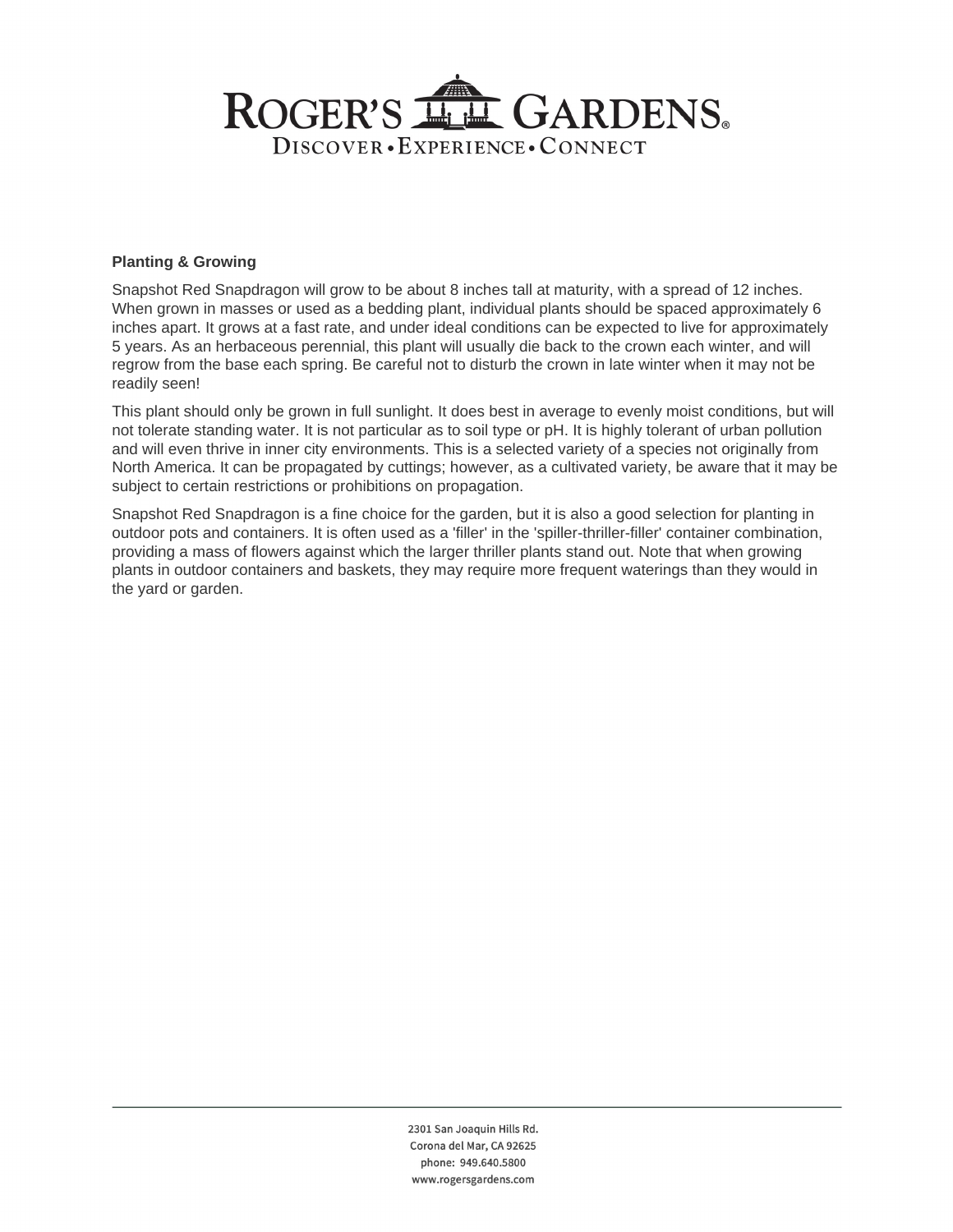**Planting & Growing**

Snapshot Red Snapdragon will grow to be about 8 inches tall at maturity, with a spread of 12 inches. When grown in masses or used as a bedding plant, individual plants should be spaced approximately 6 inches apart. It grows at a fast rate, and under ideal conditions can be expected to live for approximately 5 years. As an herbaceous perennial, this plant will usually die back to the crown each winter, and will regrow from the base each spring. Be careful not to disturb the crown in late winter when it may not be readily seen!

This plant should only be grown in full sunlight. It does best in average to evenly moist conditions, but will not tolerate standing water. It is not particular as to soil type or pH. It is highly tolerant of urban pollution and will even thrive in inner city environments. This is a selected variety of a species not originally from North America. It can be propagated by cuttings; however, as a cultivated variety, be aware that it may be subject to certain restrictions or prohibitions on propagation.

Snapshot Red Snapdragon is a fine choice for the garden, but it is also a good selection for planting in outdoor pots and containers. It is often used as a 'filler' in the 'spiller-thriller-filler' container combination, providing a mass of flowers against which the larger thriller plants stand out. Note that when growing plants in outdoor containers and baskets, they may require more frequent waterings than they would in the yard or garden.